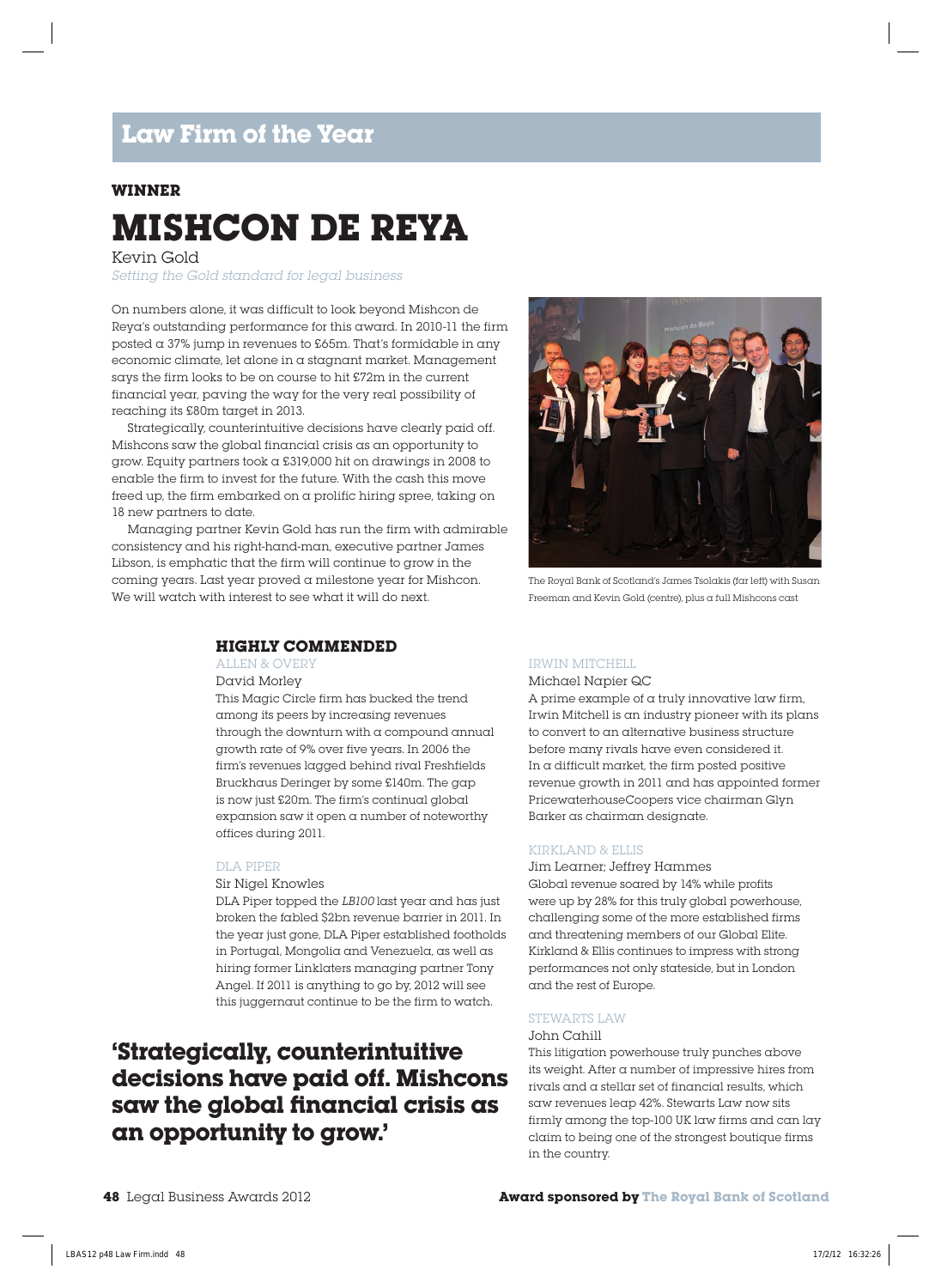# Law Firm of the Year

**WINNER**

## MISHCON DE REYA

Kevin Gold

*Setting the Gold standard for legal business*

On numbers alone, it was difficult to look beyond Mishcon de Reya's outstanding performance for this award. In 2010-11 the firm posted a 37% jump in revenues to £65m. That's formidable in any economic climate, let alone in a stagnant market. Management says the firm looks to be on course to hit £72m in the current financial year, paving the way for the very real possibility of reaching its £80m target in 2013.

Strategically, counterintuitive decisions have clearly paid off. Mishcons saw the global financial crisis as an opportunity to grow. Equity partners took a £319,000 hit on drawings in 2008 to enable the firm to invest for the future. With the cash this move freed up, the firm embarked on a prolific hiring spree, taking on 18 new partners to date.

Managing partner Kevin Gold has run the firm with admirable consistency and his right-hand-man, executive partner James Libson, is emphatic that the firm will continue to grow in the coming years. Last year proved a milestone year for Mishcon. We will watch with interest to see what it will do next.

The Royal Bank of Scotland's James Tsolakis (far left) with Susan Freeman and Kevin Gold (centre), plus a full Mishcons cast

### HIGHLY COMMENDED

ALLEN & OVERY

David Morley

This Magic Circle firm has bucked the trend among its peers by increasing revenues through the downturn with a compound annual growth rate of 9% over five years. In 2006 the firm's revenues lagged behind rival Freshfields Bruckhaus Deringer by some £140m. The gap is now just £20m. The firm's continual global expansion saw it open a number of noteworthy offices during 2011.

DLA PIPER

Sir Nigel Knowles

DLA Piper topped the *LB100* last year and has just broken the fabled $2bn revenue barrier in 2011. In the year just gone, DLA Piper established footholds in Portugal, Mongolia and Venezuela, as well as hiring former Linklaters managing partner Tony Angel. If 2011 is anything to go by, 2012 will see this juggernaut continue to be the firm to watch.

**'Strategically, counterintuitive decisions have paid off. Mishcons saw the global financial crisis as an opportunity to grow.'**

IRWIN MITCHELL

Michael Napier QC

A prime example of a truly innovative law firm, Irwin Mitchell is an industry pioneer with its plans to convert to an alternative business structure before many rivals have even considered it. In a difficult market, the firm posted positive revenue growth in 2011 and has appointed former PricewaterhouseCoopers vice chairman Glyn Barker as chairman designate.

KIRKLAND & ELLIS

Jim Learner; Jeffrey Hammes

Global revenue soared by 14% while profits were up by 28% for this truly global powerhouse, challenging some of the more established firms and threatening members of our Global Elite. Kirkland & Ellis continues to impress with strong performances not only stateside, but in London and the rest of Europe.

STEWARTS LAW

John Cahill

This litigation powerhouse truly punches above its weight. After a number of impressive hires from rivals and a stellar set of financial results, which saw revenues leap 42%. Stewarts Law now sits firmly among the top-100 UK law firms and can lay claim to being one of the strongest boutique firms in the country.

**Award sponsored by The Royal Bank of Scotland**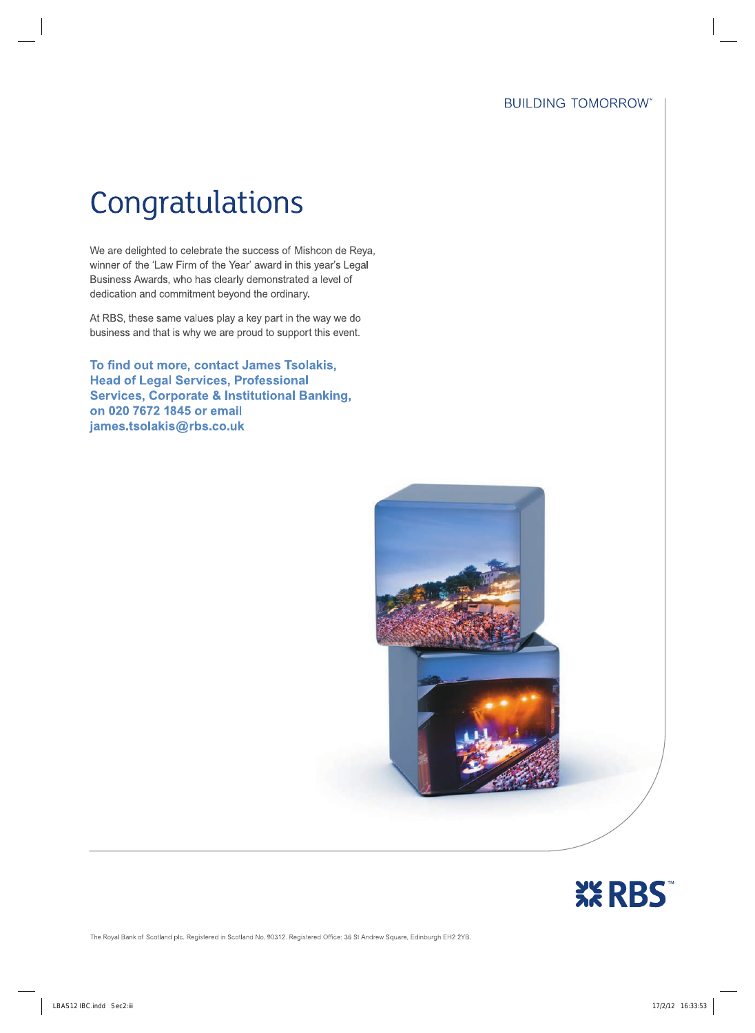BUILDING TOMORROW™

# Congratulations

We are delighted to celebrate the success of Mishcon de Reya, winner of the 'Law Firm of the Year' award in this year's Legal Business Awards, who has clearly demonstrated a level of dedication and commitment beyond the ordinary.

At RBS, these same values play a key part in the way we do business and that is why we are proud to support this event.

**To find out more, contact James Tsolakis, Head of Legal Services, Professional Services, Corporate & Institutional Banking, on 020 7672 1845 or email james.tsolakis@rbs.co.uk**

RBS™

The Royal Bank of Scotland plc. Registered in Scotland No. 90312. Registered Office: 36 St Andrew Square, Edinburgh EH2 2YB.